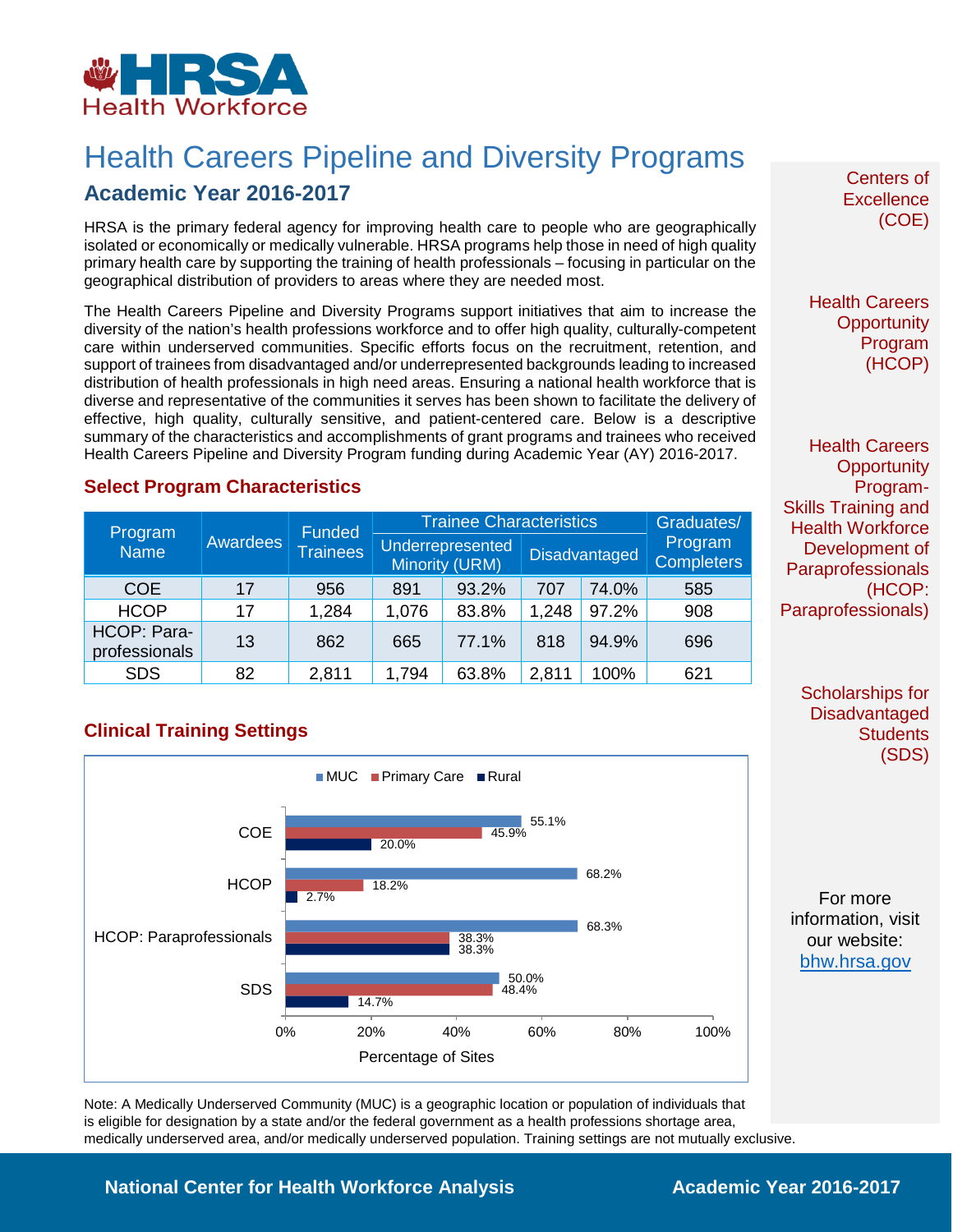HRSA Health Workforce

# Health Careers Pipeline and Diversity Programs

## Academic Year 2016-2017

HRSA is the primary federal agency for improving health care to people who are geographically isolated or economically or medically vulnerable. HRSA programs help those in need of high quality primary health care by supporting the training of health professionals – focusing in particular on the geographical distribution of providers to areas where they are needed most.

The Health Careers Pipeline and Diversity Programs support initiatives that aim to increase the diversity of the nation's health professions workforce and to offer high quality, culturally-competent care within underserved communities. Specific efforts focus on the recruitment, retention, and support of trainees from disadvantaged and/or underrepresented backgrounds leading to increased distribution of health professionals in high need areas. Ensuring a national health workforce that is diverse and representative of the communities it serves has been shown to facilitate the delivery of effective, high quality, culturally sensitive, and patient-centered care. Below is a descriptive summary of the characteristics and accomplishments of grant programs and trainees who received Health Careers Pipeline and Diversity Program funding during Academic Year (AY) 2016-2017.

### Select Program Characteristics

| Program Name | Awardees | Funded Trainees | Trainee Characteristics | | | | Graduates/ Program Completers |
|---|---|---|---|---|---|---|---|
| | | | Underrepresented Minority (URM) | | Disadvantaged | | |
| COE | 17 | 956 | 891 | 93.2% | 707 | 74.0% | 585 |
| HCOP | 17 | 1,284 | 1,076 | 83.8% | 1,248 | 97.2% | 908 |
| HCOP: Para-professionals | 13 | 862 | 665 | 77.1% | 818 | 94.9% | 696 |
| SDS | 82 | 2,811 | 1,794 | 63.8% | 2,811 | 100% | 621 |

### Clinical Training Settings

| Program | MUC | Primary Care | Rural |
|---|---|---|---|
| COE | 55.1% | 45.9% | 20.0% |
| HCOP | 68.2% | 18.2% | 2.7% |
| HCOP: Paraprofessionals | 68.3% | 38.3% | 38.3% |
| SDS | 50.0% | 48.4% | 14.7% |

Percentage of Sites

Note: A Medically Underserved Community (MUC) is a geographic location or population of individuals that is eligible for designation by a state and/or the federal government as a health professions shortage area, medically underserved area, and/or medically underserved population. Training settings are not mutually exclusive.

Centers of Excellence (COE)

Health Careers Opportunity Program (HCOP)

Health Careers Opportunity Program-Skills Training and Health Workforce Development of Paraprofessionals (HCOP: Paraprofessionals)

Scholarships for Disadvantaged Students (SDS)

For more information, visit our website: bhw.hrsa.gov

National Center for Health Workforce Analysis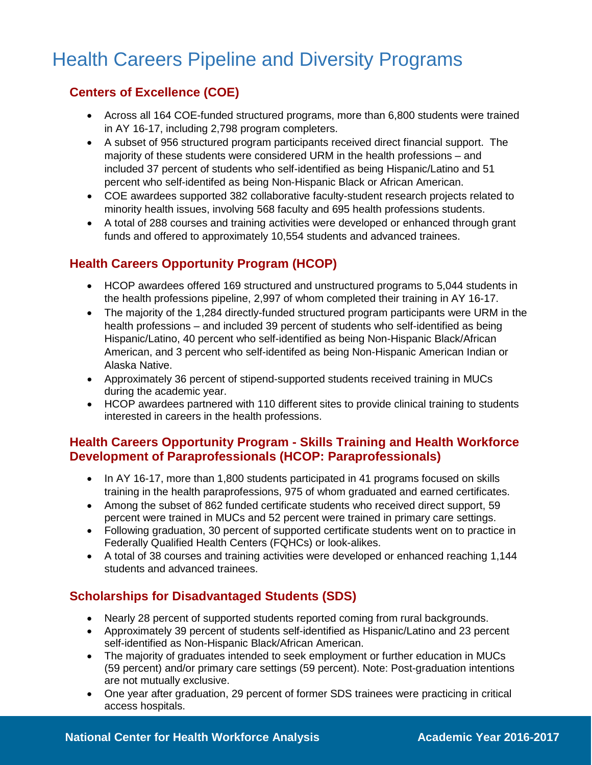# Health Careers Pipeline and Diversity Programs

## Centers of Excellence (COE)

- Across all 164 COE-funded structured programs, more than 6,800 students were trained in AY 16-17, including 2,798 program completers.
- A subset of 956 structured program participants received direct financial support. The majority of these students were considered URM in the health professions – and included 37 percent of students who self-identified as being Hispanic/Latino and 51 percent who self-identifed as being Non-Hispanic Black or African American.
- COE awardees supported 382 collaborative faculty-student research projects related to minority health issues, involving 568 faculty and 695 health professions students.
- A total of 288 courses and training activities were developed or enhanced through grant funds and offered to approximately 10,554 students and advanced trainees.

## Health Careers Opportunity Program (HCOP)

- HCOP awardees offered 169 structured and unstructured programs to 5,044 students in the health professions pipeline, 2,997 of whom completed their training in AY 16-17.
- The majority of the 1,284 directly-funded structured program participants were URM in the health professions – and included 39 percent of students who self-identified as being Hispanic/Latino, 40 percent who self-identified as being Non-Hispanic Black/African American, and 3 percent who self-identifed as being Non-Hispanic American Indian or Alaska Native.
- Approximately 36 percent of stipend-supported students received training in MUCs during the academic year.
- HCOP awardees partnered with 110 different sites to provide clinical training to students interested in careers in the health professions.

## Health Careers Opportunity Program - Skills Training and Health Workforce Development of Paraprofessionals (HCOP: Paraprofessionals)

- In AY 16-17, more than 1,800 students participated in 41 programs focused on skills training in the health paraprofessions, 975 of whom graduated and earned certificates.
- Among the subset of 862 funded certificate students who received direct support, 59 percent were trained in MUCs and 52 percent were trained in primary care settings.
- Following graduation, 30 percent of supported certificate students went on to practice in Federally Qualified Health Centers (FQHCs) or look-alikes.
- A total of 38 courses and training activities were developed or enhanced reaching 1,144 students and advanced trainees.

## Scholarships for Disadvantaged Students (SDS)

- Nearly 28 percent of supported students reported coming from rural backgrounds.
- Approximately 39 percent of students self-identified as Hispanic/Latino and 23 percent self-identified as Non-Hispanic Black/African American.
- The majority of graduates intended to seek employment or further education in MUCs (59 percent) and/or primary care settings (59 percent). Note: Post-graduation intentions are not mutually exclusive.
- One year after graduation, 29 percent of former SDS trainees were practicing in critical access hospitals.